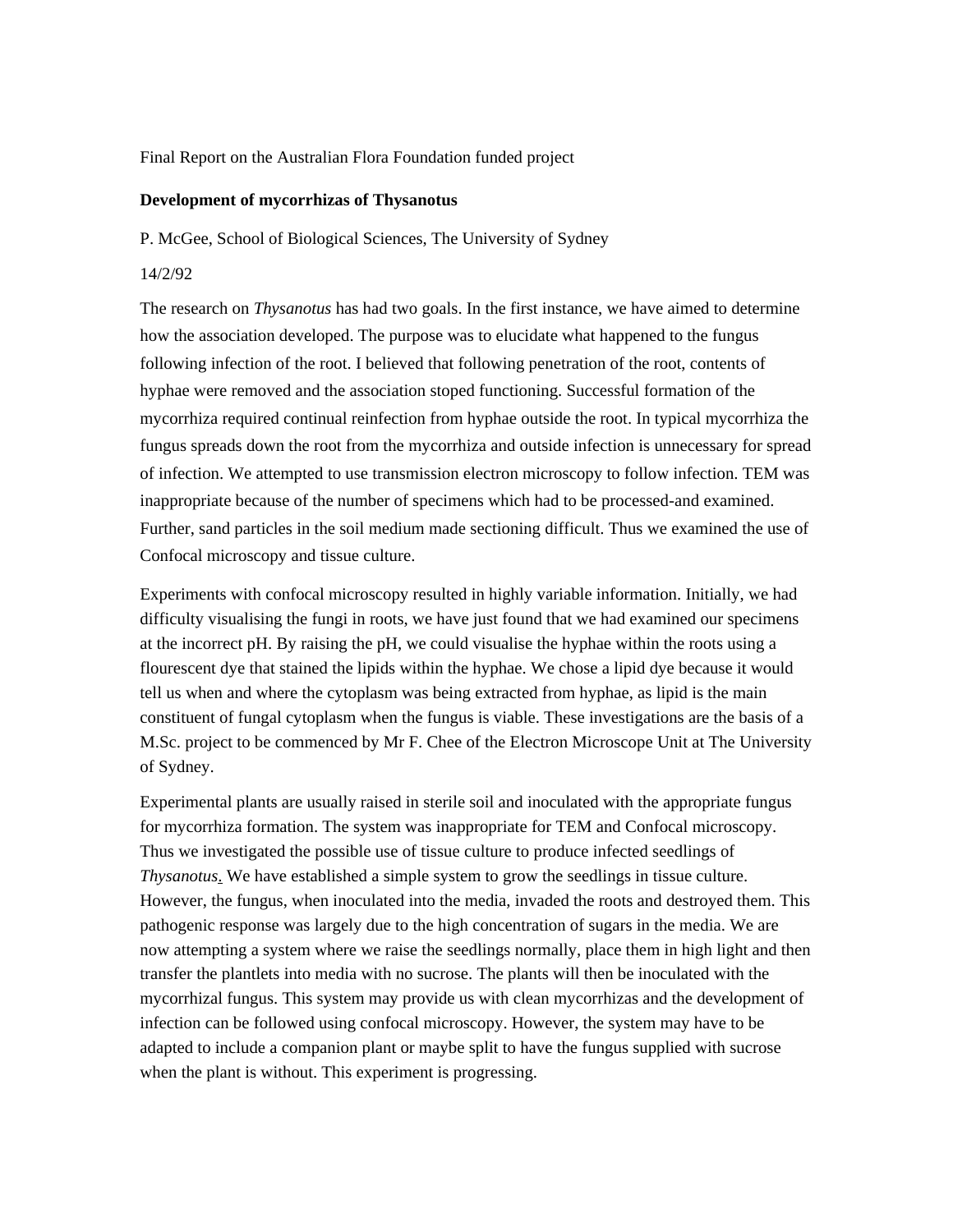Final Report on the Australian Flora Foundation funded project

**Development of mycorrhizas of Thysanotus**

P. McGee, School of Biological Sciences, The University of Sydney

14/2/92

The research on *Thysanotus* has had two goals. In the first instance, we have aimed to determine how the association developed. The purpose was to elucidate what happened to the fungus following infection of the root. I believed that following penetration of the root, contents of hyphae were removed and the association stoped functioning. Successful formation of the mycorrhiza required continual reinfection from hyphae outside the root. In typical mycorrhiza the fungus spreads down the root from the mycorrhiza and outside infection is unnecessary for spread of infection. We attempted to use transmission electron microscopy to follow infection. TEM was inappropriate because of the number of specimens which had to be processed-and examined. Further, sand particles in the soil medium made sectioning difficult. Thus we examined the use of Confocal microscopy and tissue culture.

Experiments with confocal microscopy resulted in highly variable information. Initially, we had difficulty visualising the fungi in roots, we have just found that we had examined our specimens at the incorrect pH. By raising the pH, we could visualise the hyphae within the roots using a flourescent dye that stained the lipids within the hyphae. We chose a lipid dye because it would tell us when and where the cytoplasm was being extracted from hyphae, as lipid is the main constituent of fungal cytoplasm when the fungus is viable. These investigations are the basis of a M.Sc. project to be commenced by Mr F. Chee of the Electron Microscope Unit at The University of Sydney.

Experimental plants are usually raised in sterile soil and inoculated with the appropriate fungus for mycorrhiza formation. The system was inappropriate for TEM and Confocal microscopy. Thus we investigated the possible use of tissue culture to produce infected seedlings of *Thysanotus*. We have established a simple system to grow the seedlings in tissue culture. However, the fungus, when inoculated into the media, invaded the roots and destroyed them. This pathogenic response was largely due to the high concentration of sugars in the media. We are now attempting a system where we raise the seedlings normally, place them in high light and then transfer the plantlets into media with no sucrose. The plants will then be inoculated with the mycorrhizal fungus. This system may provide us with clean mycorrhizas and the development of infection can be followed using confocal microscopy. However, the system may have to be adapted to include a companion plant or maybe split to have the fungus supplied with sucrose when the plant is without. This experiment is progressing.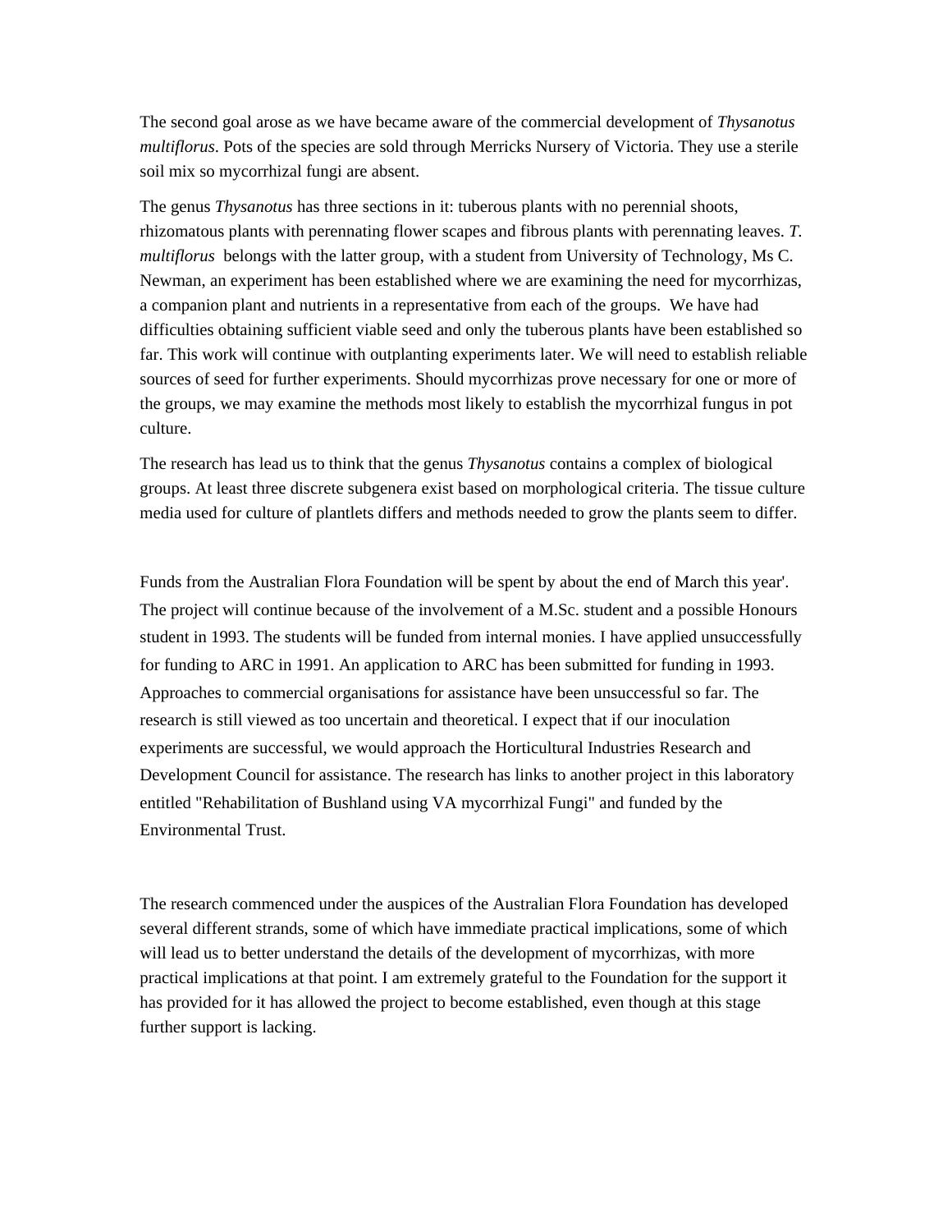The second goal arose as we have became aware of the commercial development of *Thysanotus multiflorus*. Pots of the species are sold through Merricks Nursery of Victoria. They use a sterile soil mix so mycorrhizal fungi are absent.

The genus *Thysanotus* has three sections in it: tuberous plants with no perennial shoots, rhizomatous plants with perennating flower scapes and fibrous plants with perennating leaves. *T. multiflorus* belongs with the latter group, with a student from University of Technology, Ms C. Newman, an experiment has been established where we are examining the need for mycorrhizas, a companion plant and nutrients in a representative from each of the groups. We have had difficulties obtaining sufficient viable seed and only the tuberous plants have been established so far. This work will continue with outplanting experiments later. We will need to establish reliable sources of seed for further experiments. Should mycorrhizas prove necessary for one or more of the groups, we may examine the methods most likely to establish the mycorrhizal fungus in pot culture.

The research has lead us to think that the genus *Thysanotus* contains a complex of biological groups. At least three discrete subgenera exist based on morphological criteria. The tissue culture media used for culture of plantlets differs and methods needed to grow the plants seem to differ.

Funds from the Australian Flora Foundation will be spent by about the end of March this year'. The project will continue because of the involvement of a M.Sc. student and a possible Honours student in 1993. The students will be funded from internal monies. I have applied unsuccessfully for funding to ARC in 1991. An application to ARC has been submitted for funding in 1993. Approaches to commercial organisations for assistance have been unsuccessful so far. The research is still viewed as too uncertain and theoretical. I expect that if our inoculation experiments are successful, we would approach the Horticultural Industries Research and Development Council for assistance. The research has links to another project in this laboratory entitled "Rehabilitation of Bushland using VA mycorrhizal Fungi" and funded by the Environmental Trust.

The research commenced under the auspices of the Australian Flora Foundation has developed several different strands, some of which have immediate practical implications, some of which will lead us to better understand the details of the development of mycorrhizas, with more practical implications at that point. I am extremely grateful to the Foundation for the support it has provided for it has allowed the project to become established, even though at this stage further support is lacking.